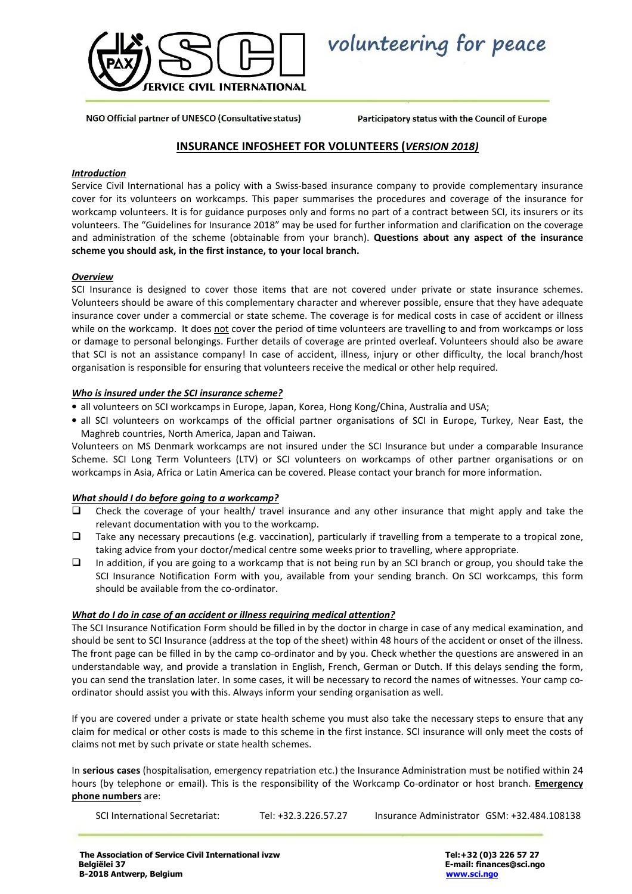SERVICE CIVIL INTERNATIONAL

volunteering for peace

NGO Official partner of UNESCO (Consultative status)

Participatory status with the Council of Europe

# INSURANCE INFOSHEET FOR VOLUNTEERS (*VERSION 2018)*

## *Introduction*

Service Civil International has a policy with a Swiss-based insurance company to provide complementary insurance cover for its volunteers on workcamps. This paper summarises the procedures and coverage of the insurance for workcamp volunteers. It is for guidance purposes only and forms no part of a contract between SCI, its insurers or its volunteers. The "Guidelines for Insurance 2018" may be used for further information and clarification on the coverage and administration of the scheme (obtainable from your branch). **Questions about any aspect of the insurance scheme you should ask, in the first instance, to your local branch.**

## *Overview*

SCI Insurance is designed to cover those items that are not covered under private or state insurance schemes. Volunteers should be aware of this complementary character and wherever possible, ensure that they have adequate insurance cover under a commercial or state scheme. The coverage is for medical costs in case of accident or illness while on the workcamp. It does not cover the period of time volunteers are travelling to and from workcamps or loss or damage to personal belongings. Further details of coverage are printed overleaf. Volunteers should also be aware that SCI is not an assistance company! In case of accident, illness, injury or other difficulty, the local branch/host organisation is responsible for ensuring that volunteers receive the medical or other help required.

## *Who is insured under the SCI insurance scheme?*

- all volunteers on SCI workcamps in Europe, Japan, Korea, Hong Kong/China, Australia and USA;
- all SCI volunteers on workcamps of the official partner organisations of SCI in Europe, Turkey, Near East, the Maghreb countries, North America, Japan and Taiwan.

Volunteers on MS Denmark workcamps are not insured under the SCI Insurance but under a comparable Insurance Scheme. SCI Long Term Volunteers (LTV) or SCI volunteers on workcamps of other partner organisations or on workcamps in Asia, Africa or Latin America can be covered. Please contact your branch for more information.

## *What should I do before going to a workcamp?*

- ❑ Check the coverage of your health/ travel insurance and any other insurance that might apply and take the relevant documentation with you to the workcamp.
- ❑ Take any necessary precautions (e.g. vaccination), particularly if travelling from a temperate to a tropical zone, taking advice from your doctor/medical centre some weeks prior to travelling, where appropriate.
- ❑ In addition, if you are going to a workcamp that is not being run by an SCI branch or group, you should take the SCI Insurance Notification Form with you, available from your sending branch. On SCI workcamps, this form should be available from the co-ordinator.

## *What do I do in case of an accident or illness requiring medical attention?*

The SCI Insurance Notification Form should be filled in by the doctor in charge in case of any medical examination, and should be sent to SCI Insurance (address at the top of the sheet) within 48 hours of the accident or onset of the illness. The front page can be filled in by the camp co-ordinator and by you. Check whether the questions are answered in an understandable way, and provide a translation in English, French, German or Dutch. If this delays sending the form, you can send the translation later. In some cases, it will be necessary to record the names of witnesses. Your camp co-ordinator should assist you with this. Always inform your sending organisation as well.

If you are covered under a private or state health scheme you must also take the necessary steps to ensure that any claim for medical or other costs is made to this scheme in the first instance. SCI insurance will only meet the costs of claims not met by such private or state health schemes.

In **serious cases** (hospitalisation, emergency repatriation etc.) the Insurance Administration must be notified within 24 hours (by telephone or email). This is the responsibility of the Workcamp Co-ordinator or host branch. **Emergency phone numbers** are:

SCI International Secretariat: Tel: +32.3.226.57.27 Insurance Administrator GSM: +32.484.108138

**The Association of Service Civil International ivzw**
**Belgiëlei 37**
**B-2018 Antwerp, Belgium**

**Tel:+32 (0)3 226 57 27**
**E-mail: finances@sci.ngo**
**www.sci.ngo**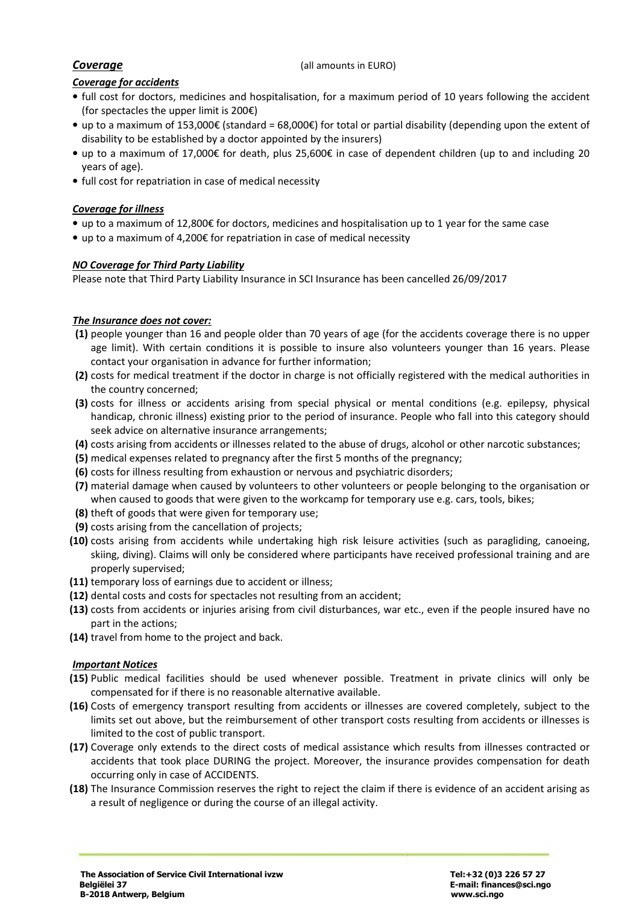## *Coverage* (all amounts in EURO)

### *Coverage for accidents*

- full cost for doctors, medicines and hospitalisation, for a maximum period of 10 years following the accident (for spectacles the upper limit is 200€)
- up to a maximum of 153,000€ (standard = 68,000€) for total or partial disability (depending upon the extent of disability to be established by a doctor appointed by the insurers)
- up to a maximum of 17,000€ for death, plus 25,600€ in case of dependent children (up to and including 20 years of age).
- full cost for repatriation in case of medical necessity

### *Coverage for illness*

- up to a maximum of 12,800€ for doctors, medicines and hospitalisation up to 1 year for the same case
- up to a maximum of 4,200€ for repatriation in case of medical necessity

### *NO Coverage for Third Party Liability*

Please note that Third Party Liability Insurance in SCI Insurance has been cancelled 26/09/2017

### *The Insurance does not cover:*

**(1)** people younger than 16 and people older than 70 years of age (for the accidents coverage there is no upper age limit). With certain conditions it is possible to insure also volunteers younger than 16 years. Please contact your organisation in advance for further information;

**(2)** costs for medical treatment if the doctor in charge is not officially registered with the medical authorities in the country concerned;

**(3)** costs for illness or accidents arising from special physical or mental conditions (e.g. epilepsy, physical handicap, chronic illness) existing prior to the period of insurance. People who fall into this category should seek advice on alternative insurance arrangements;

**(4)** costs arising from accidents or illnesses related to the abuse of drugs, alcohol or other narcotic substances;

**(5)** medical expenses related to pregnancy after the first 5 months of the pregnancy;

**(6)** costs for illness resulting from exhaustion or nervous and psychiatric disorders;

**(7)** material damage when caused by volunteers to other volunteers or people belonging to the organisation or when caused to goods that were given to the workcamp for temporary use e.g. cars, tools, bikes;

**(8)** theft of goods that were given for temporary use;

**(9)** costs arising from the cancellation of projects;

**(10)** costs arising from accidents while undertaking high risk leisure activities (such as paragliding, canoeing, skiing, diving). Claims will only be considered where participants have received professional training and are properly supervised;

**(11)** temporary loss of earnings due to accident or illness;

**(12)** dental costs and costs for spectacles not resulting from an accident;

**(13)** costs from accidents or injuries arising from civil disturbances, war etc., even if the people insured have no part in the actions;

**(14)** travel from home to the project and back.

### *Important Notices*

**(15)** Public medical facilities should be used whenever possible. Treatment in private clinics will only be compensated for if there is no reasonable alternative available.

**(16)** Costs of emergency transport resulting from accidents or illnesses are covered completely, subject to the limits set out above, but the reimbursement of other transport costs resulting from accidents or illnesses is limited to the cost of public transport.

**(17)** Coverage only extends to the direct costs of medical assistance which results from illnesses contracted or accidents that took place DURING the project. Moreover, the insurance provides compensation for death occurring only in case of ACCIDENTS.

**(18)** The Insurance Commission reserves the right to reject the claim if there is evidence of an accident arising as a result of negligence or during the course of an illegal activity.